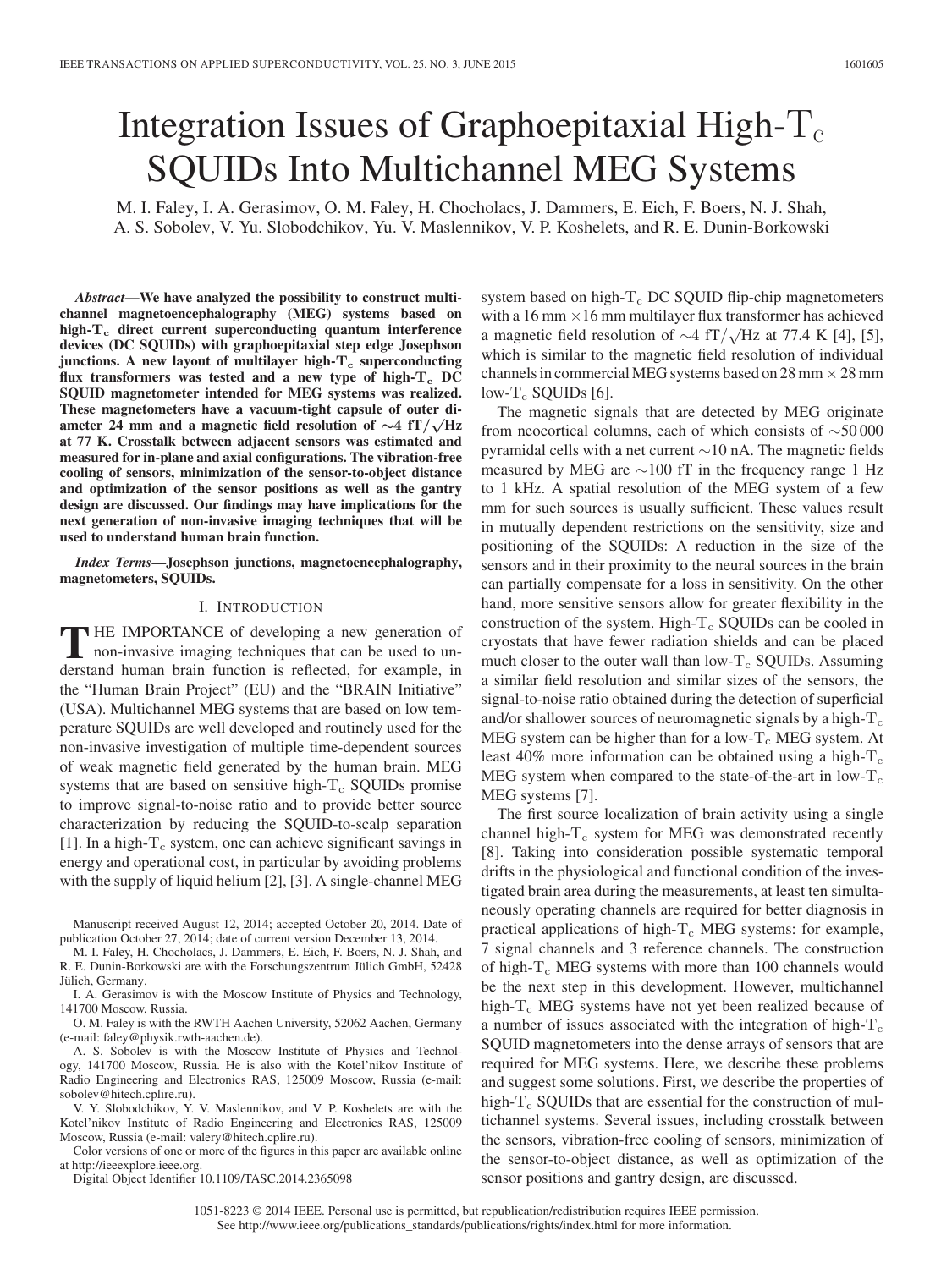# Integration Issues of Graphoepitaxial High-$T_c$ SQUIDs Into Multichannel MEG Systems

M. I. Faley, I. A. Gerasimov, O. M. Faley, H. Chocholacs, J. Dammers, E. Eich, F. Boers, N. J. Shah, A. S. Sobolev, V. Yu. Slobodchikov, Yu. V. Maslennikov, V. P. Koshelets, and R. E. Dunin-Borkowski

***Abstract*—We have analyzed the possibility to construct multichannel magnetoencephalography (MEG) systems based on high-$T_c$ direct current superconducting quantum interference devices (DC SQUIDs) with graphoepitaxial step edge Josephson junctions. A new layout of multilayer high-$T_c$ superconducting flux transformers was tested and a new type of high-$T_c$ DC SQUID magnetometer intended for MEG systems was realized. These magnetometers have a vacuum-tight capsule of outer diameter 24 mm and a magnetic field resolution of $\sim$4 fT/$\sqrt{\text{Hz}}$ at 77 K. Crosstalk between adjacent sensors was estimated and measured for in-plane and axial configurations. The vibration-free cooling of sensors, minimization of the sensor-to-object distance and optimization of the sensor positions as well as the gantry design are discussed. Our findings may have implications for the next generation of non-invasive imaging techniques that will be used to understand human brain function.**

***Index Terms*—Josephson junctions, magnetoencephalography, magnetometers, SQUIDs.**

## I. Introduction

THE IMPORTANCE of developing a new generation of non-invasive imaging techniques that can be used to understand human brain function is reflected, for example, in the “Human Brain Project” (EU) and the “BRAIN Initiative” (USA). Multichannel MEG systems that are based on low temperature SQUIDs are well developed and routinely used for the non-invasive investigation of multiple time-dependent sources of weak magnetic field generated by the human brain. MEG systems that are based on sensitive high-$T_c$ SQUIDs promise to improve signal-to-noise ratio and to provide better source characterization by reducing the SQUID-to-scalp separation [1]. In a high-$T_c$ system, one can achieve significant savings in energy and operational cost, in particular by avoiding problems with the supply of liquid helium [2], [3]. A single-channel MEG system based on high-$T_c$ DC SQUID flip-chip magnetometers with a 16 mm $\times$16 mm multilayer flux transformer has achieved a magnetic field resolution of $\sim$4 fT/$\sqrt{\text{Hz}}$ at 77.4 K [4], [5], which is similar to the magnetic field resolution of individual channels in commercial MEG systems based on 28 mm $\times$ 28 mm low-$T_c$ SQUIDs [6].

The magnetic signals that are detected by MEG originate from neocortical columns, each of which consists of $\sim$50 000 pyramidal cells with a net current $\sim$10 nA. The magnetic fields measured by MEG are $\sim$100 fT in the frequency range 1 Hz to 1 kHz. A spatial resolution of the MEG system of a few mm for such sources is usually sufficient. These values result in mutually dependent restrictions on the sensitivity, size and positioning of the SQUIDs: A reduction in the size of the sensors and in their proximity to the neural sources in the brain can partially compensate for a loss in sensitivity. On the other hand, more sensitive sensors allow for greater flexibility in the construction of the system. High-$T_c$ SQUIDs can be cooled in cryostats that have fewer radiation shields and can be placed much closer to the outer wall than low-$T_c$ SQUIDs. Assuming a similar field resolution and similar sizes of the sensors, the signal-to-noise ratio obtained during the detection of superficial and/or shallower sources of neuromagnetic signals by a high-$T_c$ MEG system can be higher than for a low-$T_c$ MEG system. At least 40% more information can be obtained using a high-$T_c$ MEG system when compared to the state-of-the-art in low-$T_c$ MEG systems [7].

The first source localization of brain activity using a single channel high-$T_c$ system for MEG was demonstrated recently [8]. Taking into consideration possible systematic temporal drifts in the physiological and functional condition of the investigated brain area during the measurements, at least ten simultaneously operating channels are required for better diagnosis in practical applications of high-$T_c$ MEG systems: for example, 7 signal channels and 3 reference channels. The construction of high-$T_c$ MEG systems with more than 100 channels would be the next step in this development. However, multichannel high-$T_c$ MEG systems have not yet been realized because of a number of issues associated with the integration of high-$T_c$ SQUID magnetometers into the dense arrays of sensors that are required for MEG systems. Here, we describe these problems and suggest some solutions. First, we describe the properties of high-$T_c$ SQUIDs that are essential for the construction of multichannel systems. Several issues, including crosstalk between the sensors, vibration-free cooling of sensors, minimization of the sensor-to-object distance, as well as optimization of the sensor positions and gantry design, are discussed.

---

Manuscript received August 12, 2014; accepted October 20, 2014. Date of publication October 27, 2014; date of current version December 13, 2014.

M. I. Faley, H. Chocholacs, J. Dammers, E. Eich, F. Boers, N. J. Shah, and R. E. Dunin-Borkowski are with the Forschungszentrum Jülich GmbH, 52428 Jülich, Germany.

I. A. Gerasimov is with the Moscow Institute of Physics and Technology, 141700 Moscow, Russia.

O. M. Faley is with the RWTH Aachen University, 52062 Aachen, Germany (e-mail: faley@physik.rwth-aachen.de).

A. S. Sobolev is with the Moscow Institute of Physics and Technology, 141700 Moscow, Russia. He is also with the Kotel’nikov Institute of Radio Engineering and Electronics RAS, 125009 Moscow, Russia (e-mail: sobolev@hitech.cplire.ru).

V. Y. Slobodchikov, Y. V. Maslennikov, and V. P. Koshelets are with the Kotel’nikov Institute of Radio Engineering and Electronics RAS, 125009 Moscow, Russia (e-mail: valery@hitech.cplire.ru).

Color versions of one or more of the figures in this paper are available online at http://ieeexplore.ieee.org.

Digital Object Identifier 10.1109/TASC.2014.2365098

1051-8223 © 2014 IEEE. Personal use is permitted, but republication/redistribution requires IEEE permission. See http://www.ieee.org/publications_standards/publications/rights/index.html for more information.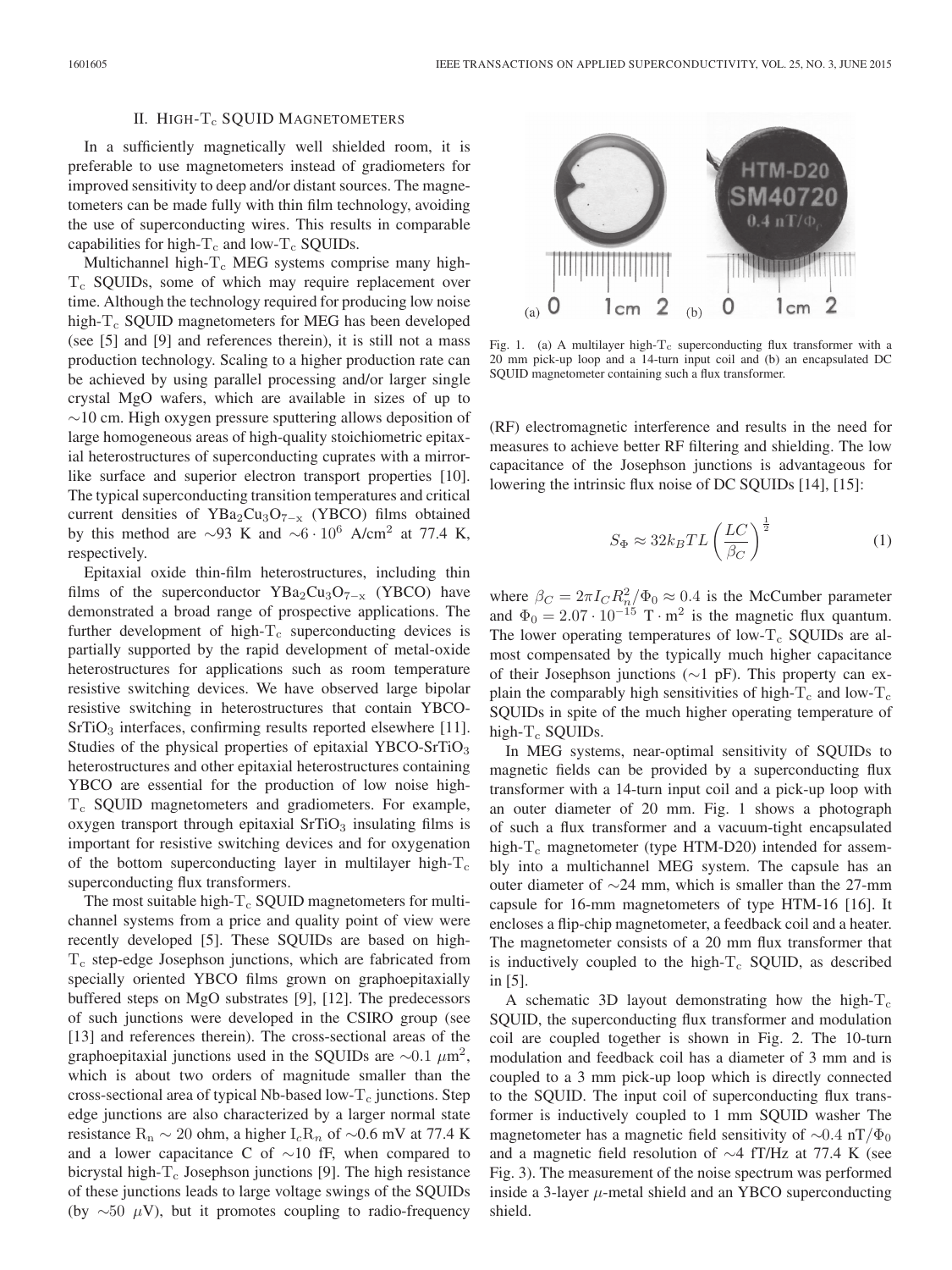## II. High-$T_c$ SQUID Magnetometers

In a sufficiently magnetically well shielded room, it is preferable to use magnetometers instead of gradiometers for improved sensitivity to deep and/or distant sources. The magnetometers can be made fully with thin film technology, avoiding the use of superconducting wires. This results in comparable capabilities for high-$T_c$ and low-$T_c$ SQUIDs.

Multichannel high-$T_c$ MEG systems comprise many high-$T_c$ SQUIDs, some of which may require replacement over time. Although the technology required for producing low noise high-$T_c$ SQUID magnetometers for MEG has been developed (see [5] and [9] and references therein), it is still not a mass production technology. Scaling to a higher production rate can be achieved by using parallel processing and/or larger single crystal MgO wafers, which are available in sizes of up to ~10 cm. High oxygen pressure sputtering allows deposition of large homogeneous areas of high-quality stoichiometric epitaxial heterostructures of superconducting cuprates with a mirror-like surface and superior electron transport properties [10]. The typical superconducting transition temperatures and critical current densities of $YBa_2Cu_3O_{7-x}$ (YBCO) films obtained by this method are ~93 K and $\sim 6 \cdot 10^6$ A/cm$^2$ at 77.4 K, respectively.

Epitaxial oxide thin-film heterostructures, including thin films of the superconductor $YBa_2Cu_3O_{7-x}$ (YBCO) have demonstrated a broad range of prospective applications. The further development of high-$T_c$ superconducting devices is partially supported by the rapid development of metal-oxide heterostructures for applications such as room temperature resistive switching devices. We have observed large bipolar resistive switching in heterostructures that contain YBCO-$SrTiO_3$ interfaces, confirming results reported elsewhere [11]. Studies of the physical properties of epitaxial YBCO-$SrTiO_3$ heterostructures and other epitaxial heterostructures containing YBCO are essential for the production of low noise high-$T_c$ SQUID magnetometers and gradiometers. For example, oxygen transport through epitaxial $SrTiO_3$ insulating films is important for resistive switching devices and for oxygenation of the bottom superconducting layer in multilayer high-$T_c$ superconducting flux transformers.

The most suitable high-$T_c$ SQUID magnetometers for multichannel systems from a price and quality point of view were recently developed [5]. These SQUIDs are based on high-$T_c$ step-edge Josephson junctions, which are fabricated from specially oriented YBCO films grown on graphoepitaxially buffered steps on MgO substrates [9], [12]. The predecessors of such junctions were developed in the CSIRO group (see [13] and references therein). The cross-sectional areas of the graphoepitaxial junctions used in the SQUIDs are ~0.1 $\mu$m$^2$, which is about two orders of magnitude smaller than the cross-sectional area of typical Nb-based low-$T_c$ junctions. Step edge junctions are also characterized by a larger normal state resistance $R_n \sim 20$ ohm, a higher $I_cR_n$ of ~0.6 mV at 77.4 K and a lower capacitance C of ~10 fF, when compared to bicrystal high-$T_c$ Josephson junctions [9]. The high resistance of these junctions leads to large voltage swings of the SQUIDs (by ~50 $\mu$V), but it promotes coupling to radio-frequency (RF) electromagnetic interference and results in the need for measures to achieve better RF filtering and shielding. The low capacitance of the Josephson junctions is advantageous for lowering the intrinsic flux noise of DC SQUIDs [14], [15]:

$$S_\Phi \approx 32 k_B T L \left(\frac{LC}{\beta_C}\right)^{\frac{1}{2}} \tag{1}$$

where $\beta_C = 2\pi I_C R_n^2/\Phi_0 \approx 0.4$ is the McCumber parameter and $\Phi_0 = 2.07 \cdot 10^{-15}$ T $\cdot$ m$^2$ is the magnetic flux quantum. The lower operating temperatures of low-$T_c$ SQUIDs are almost compensated by the typically much higher capacitance of their Josephson junctions (~1 pF). This property can explain the comparably high sensitivities of high-$T_c$ and low-$T_c$ SQUIDs in spite of the much higher operating temperature of high-$T_c$ SQUIDs.

In MEG systems, near-optimal sensitivity of SQUIDs to magnetic fields can be provided by a superconducting flux transformer with a 14-turn input coil and a pick-up loop with an outer diameter of 20 mm. Fig. 1 shows a photograph of such a flux transformer and a vacuum-tight encapsulated high-$T_c$ magnetometer (type HTM-D20) intended for assembly into a multichannel MEG system. The capsule has an outer diameter of ~24 mm, which is smaller than the 27-mm capsule for 16-mm magnetometers of type HTM-16 [16]. It encloses a flip-chip magnetometer, a feedback coil and a heater. The magnetometer consists of a 20 mm flux transformer that is inductively coupled to the high-$T_c$ SQUID, as described in [5].

Fig. 1. (a) A multilayer high-$T_c$ superconducting flux transformer with a 20 mm pick-up loop and a 14-turn input coil and (b) an encapsulated DC SQUID magnetometer containing such a flux transformer.

A schematic 3D layout demonstrating how the high-$T_c$ SQUID, the superconducting flux transformer and modulation coil are coupled together is shown in Fig. 2. The 10-turn modulation and feedback coil has a diameter of 3 mm and is coupled to a 3 mm pick-up loop which is directly connected to the SQUID. The input coil of superconducting flux transformer is inductively coupled to 1 mm SQUID washer The magnetometer has a magnetic field sensitivity of ~0.4 nT/$\Phi_0$ and a magnetic field resolution of ~4 fT/Hz at 77.4 K (see Fig. 3). The measurement of the noise spectrum was performed inside a 3-layer $\mu$-metal shield and an YBCO superconducting shield.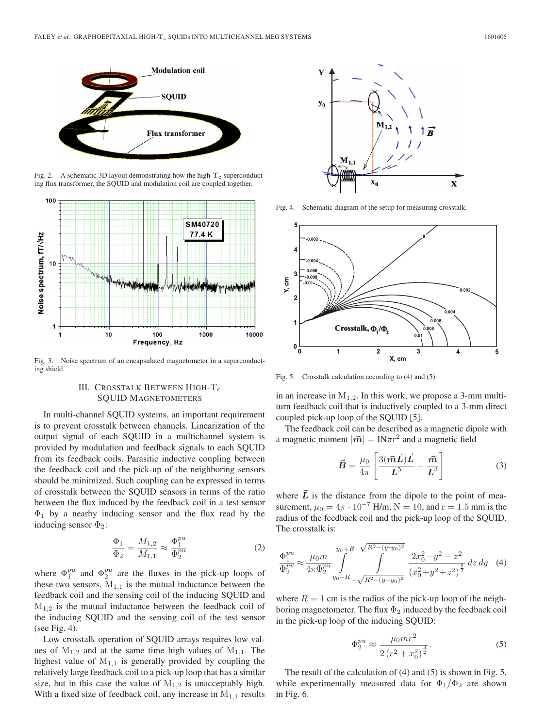Fig. 2. A schematic 3D layout demonstrating how the high-$T_c$ superconducting flux transformer, the SQUID and modulation coil are coupled together.

Fig. 3. Noise spectrum of an encapsulated magnetometer in a superconducting shield.

## III. Crosstalk Between High-$T_c$ SQUID Magnetometers

In multi-channel SQUID systems, an important requirement is to prevent crosstalk between channels. Linearization of the output signal of each SQUID in a multichannel system is provided by modulation and feedback signals to each SQUID from its feedback coils. Parasitic inductive coupling between the feedback coil and the pick-up of the neighboring sensors should be minimized. Such coupling can be expressed in terms of crosstalk between the SQUID sensors in terms of the ratio between the flux induced by the feedback coil in a test sensor $\Phi_1$ by a nearby inducing sensor and the flux read by the inducing sensor $\Phi_2$:

$$\frac{\Phi_1}{\Phi_2} = \frac{M_{1,2}}{M_{1,1}} \approx \frac{\Phi_1^{pu}}{\Phi_2^{pu}} \tag{2}$$

where $\Phi_1^{pu}$ and $\Phi_2^{pu}$ are the fluxes in the pick-up loops of these two sensors, $M_{1,1}$ is the mutual inductance between the feedback coil and the sensing coil of the inducing SQUID and $M_{1,2}$ is the mutual inductance between the feedback coil of the inducing SQUID and the sensing coil of the test sensor (see Fig. 4).

Low crosstalk operation of SQUID arrays requires low values of $M_{1,2}$ and at the same time high values of $M_{1,1}$. The highest value of $M_{1,1}$ is generally provided by coupling the relatively large feedback coil to a pick-up loop that has a similar size, but in this case the value of $M_{1,2}$ is unacceptably high. With a fixed size of feedback coil, any increase in $M_{1,1}$ results in an increase in $M_{1,2}$. In this work, we propose a 3-mm multi-turn feedback coil that is inductively coupled to a 3-mm direct coupled pick-up loop of the SQUID [5].

Fig. 4. Schematic diagram of the setup for measuring crosstalk.

Fig. 5. Crosstalk calculation according to (4) and (5).

The feedback coil can be described as a magnetic dipole with a magnetic moment $|\vec{m}| = \mathrm{IN}\pi r^2$ and a magnetic field

$$\vec{B} = \frac{\mu_0}{4\pi}\left[\frac{3(\vec{m}\vec{L})\vec{L}}{L^5} - \frac{\vec{m}}{L^3}\right] \tag{3}$$

where $\vec{L}$ is the distance from the dipole to the point of measurement, $\mu_0 = 4\pi \cdot 10^{-7}$ H/m, N = 10, and r = 1.5 mm is the radius of the feedback coil and the pick-up loop of the SQUID. The crosstalk is:

$$\frac{\Phi_1^{pu}}{\Phi_2^{pu}} \approx \frac{\mu_0 m}{4\pi\Phi_2^{pu}} \int_{y_0-R}^{y_0+R} \int_{-\sqrt{R^2-(y-y_0)^2}}^{\sqrt{R^2-(y-y_0)^2}} \frac{2x_0^2 - y^2 - z^2}{(x_0^2+y^2+z^2)^{\frac{5}{2}}}\, dz\, dy \tag{4}$$

where $R = 1$ cm is the radius of the pick-up loop of the neighboring magnetometer. The flux $\Phi_2$ induced by the feedback coil in the pick-up loop of the inducing SQUID:

$$\Phi_2^{pu} \approx \frac{\mu_0 m r^2}{2\left(r^2 + x_0^2\right)^{\frac{3}{2}}}. \tag{5}$$

The result of the calculation of (4) and (5) is shown in Fig. 5, while experimentally measured data for $\Phi_1/\Phi_2$ are shown in Fig. 6.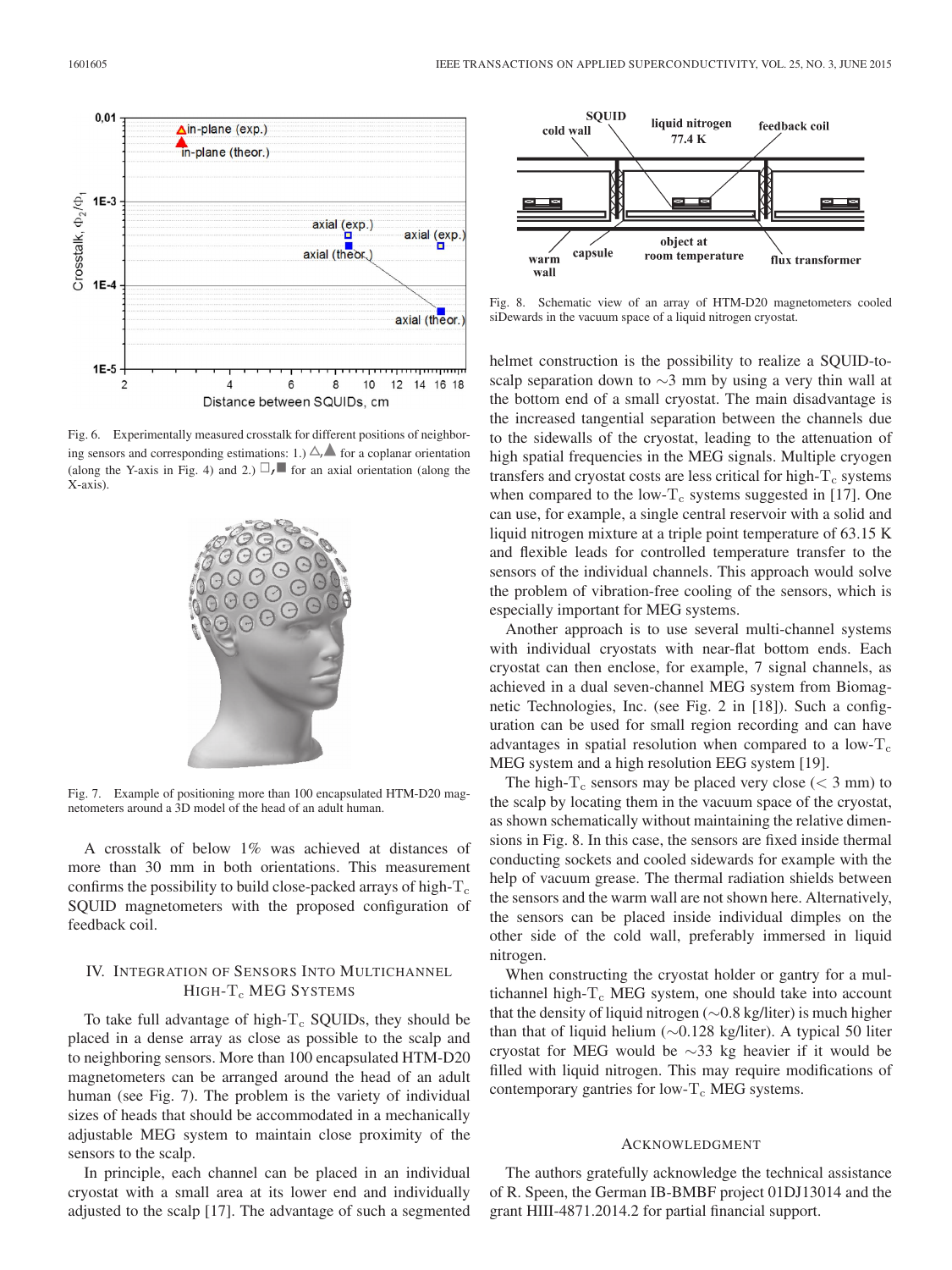Fig. 6. Experimentally measured crosstalk for different positions of neighboring sensors and corresponding estimations: 1.) △/▲ for a coplanar orientation (along the Y-axis in Fig. 4) and 2.) □/■ for an axial orientation (along the X-axis).

Fig. 7. Example of positioning more than 100 encapsulated HTM-D20 magnetometers around a 3D model of the head of an adult human.

A crosstalk of below 1% was achieved at distances of more than 30 mm in both orientations. This measurement confirms the possibility to build close-packed arrays of high-$T_c$ SQUID magnetometers with the proposed configuration of feedback coil.

## IV. Integration of Sensors Into Multichannel High-$T_c$ MEG Systems

To take full advantage of high-$T_c$ SQUIDs, they should be placed in a dense array as close as possible to the scalp and to neighboring sensors. More than 100 encapsulated HTM-D20 magnetometers can be arranged around the head of an adult human (see Fig. 7). The problem is the variety of individual sizes of heads that should be accommodated in a mechanically adjustable MEG system to maintain close proximity of the sensors to the scalp.

In principle, each channel can be placed in an individual cryostat with a small area at its lower end and individually adjusted to the scalp [17]. The advantage of such a segmented helmet construction is the possibility to realize a SQUID-to-scalp separation down to ~3 mm by using a very thin wall at the bottom end of a small cryostat. The main disadvantage is the increased tangential separation between the channels due to the sidewalls of the cryostat, leading to the attenuation of high spatial frequencies in the MEG signals. Multiple cryogen transfers and cryostat costs are less critical for high-$T_c$ systems when compared to the low-$T_c$ systems suggested in [17]. One can use, for example, a single central reservoir with a solid and liquid nitrogen mixture at a triple point temperature of 63.15 K and flexible leads for controlled temperature transfer to the sensors of the individual channels. This approach would solve the problem of vibration-free cooling of the sensors, which is especially important for MEG systems.

Another approach is to use several multi-channel systems with individual cryostats with near-flat bottom ends. Each cryostat can then enclose, for example, 7 signal channels, as achieved in a dual seven-channel MEG system from Biomagnetic Technologies, Inc. (see Fig. 2 in [18]). Such a configuration can be used for small region recording and can have advantages in spatial resolution when compared to a low-$T_c$ MEG system and a high resolution EEG system [19].

The high-$T_c$ sensors may be placed very close (< 3 mm) to the scalp by locating them in the vacuum space of the cryostat, as shown schematically without maintaining the relative dimensions in Fig. 8. In this case, the sensors are fixed inside thermal conducting sockets and cooled sidewards for example with the help of vacuum grease. The thermal radiation shields between the sensors and the warm wall are not shown here. Alternatively, the sensors can be placed inside individual dimples on the other side of the cold wall, preferably immersed in liquid nitrogen.

When constructing the cryostat holder or gantry for a multichannel high-$T_c$ MEG system, one should take into account that the density of liquid nitrogen (~0.8 kg/liter) is much higher than that of liquid helium (~0.128 kg/liter). A typical 50 liter cryostat for MEG would be ~33 kg heavier if it would be filled with liquid nitrogen. This may require modifications of contemporary gantries for low-$T_c$ MEG systems.

Fig. 8. Schematic view of an array of HTM-D20 magnetometers cooled siDewards in the vacuum space of a liquid nitrogen cryostat.

## Acknowledgment

The authors gratefully acknowledge the technical assistance of R. Speen, the German IB-BMBF project 01DJ13014 and the grant HIII-4871.2014.2 for partial financial support.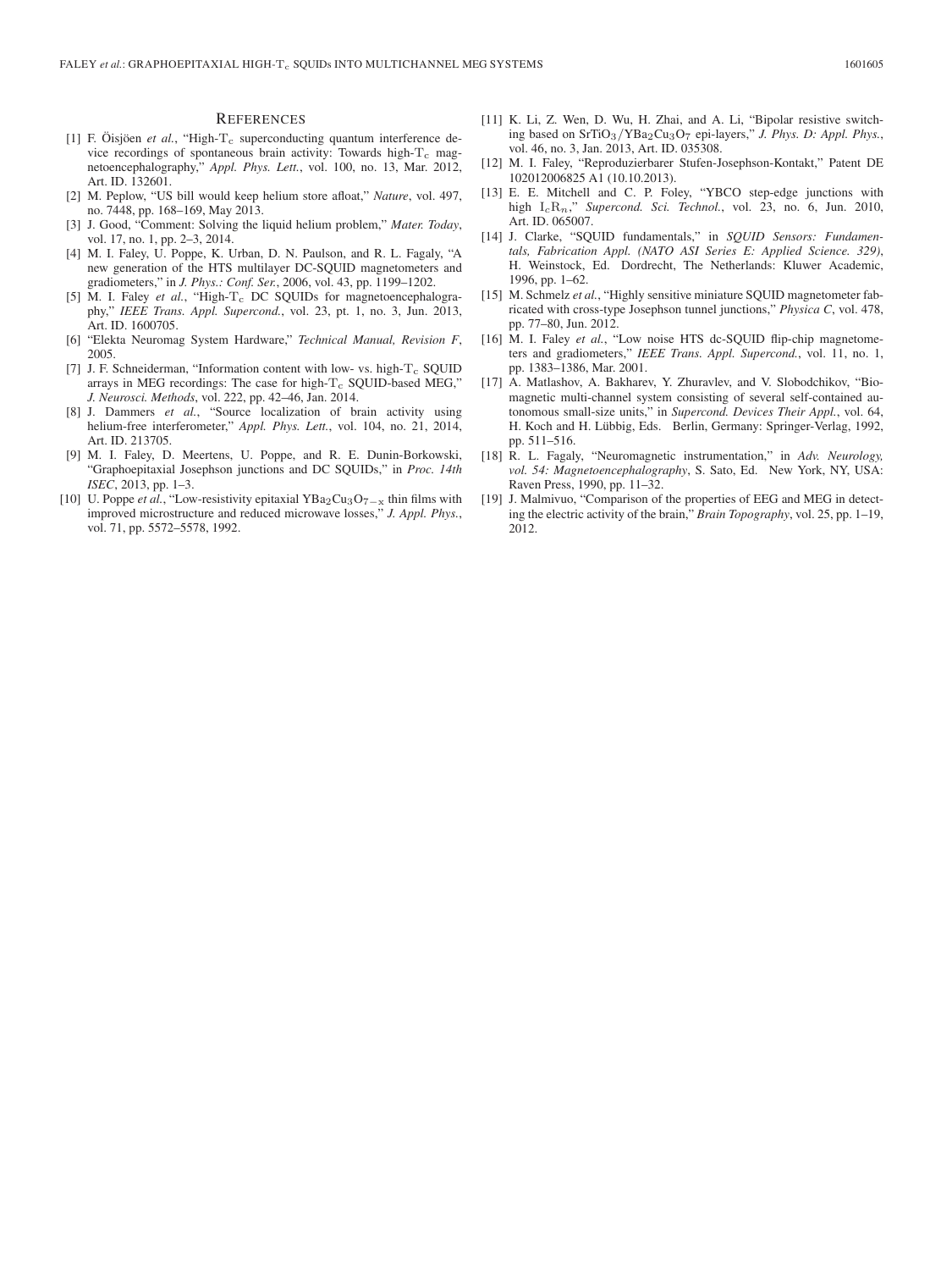## References

[1] F. Öisjöen *et al.*, "High-$T_c$ superconducting quantum interference device recordings of spontaneous brain activity: Towards high-$T_c$ magnetoencephalography," *Appl. Phys. Lett.*, vol. 100, no. 13, Mar. 2012, Art. ID. 132601.

[2] M. Peplow, "US bill would keep helium store afloat," *Nature*, vol. 497, no. 7448, pp. 168–169, May 2013.

[3] J. Good, "Comment: Solving the liquid helium problem," *Mater. Today*, vol. 17, no. 1, pp. 2–3, 2014.

[4] M. I. Faley, U. Poppe, K. Urban, D. N. Paulson, and R. L. Fagaly, "A new generation of the HTS multilayer DC-SQUID magnetometers and gradiometers," in *J. Phys.: Conf. Ser.*, 2006, vol. 43, pp. 1199–1202.

[5] M. I. Faley *et al.*, "High-$T_c$ DC SQUIDs for magnetoencephalography," *IEEE Trans. Appl. Supercond.*, vol. 23, pt. 1, no. 3, Jun. 2013, Art. ID. 1600705.

[6] "Elekta Neuromag System Hardware," *Technical Manual, Revision F*, 2005.

[7] J. F. Schneiderman, "Information content with low- vs. high-$T_c$ SQUID arrays in MEG recordings: The case for high-$T_c$ SQUID-based MEG," *J. Neurosci. Methods*, vol. 222, pp. 42–46, Jan. 2014.

[8] J. Dammers *et al.*, "Source localization of brain activity using helium-free interferometer," *Appl. Phys. Lett.*, vol. 104, no. 21, 2014, Art. ID. 213705.

[9] M. I. Faley, D. Meertens, U. Poppe, and R. E. Dunin-Borkowski, "Graphoepitaxial Josephson junctions and DC SQUIDs," in *Proc. 14th ISEC*, 2013, pp. 1–3.

[10] U. Poppe *et al.*, "Low-resistivity epitaxial $YBa_2Cu_3O_{7-x}$ thin films with improved microstructure and reduced microwave losses," *J. Appl. Phys.*, vol. 71, pp. 5572–5578, 1992.

[11] K. Li, Z. Wen, D. Wu, H. Zhai, and A. Li, "Bipolar resistive switching based on $SrTiO_3/YBa_2Cu_3O_7$ epi-layers," *J. Phys. D: Appl. Phys.*, vol. 46, no. 3, Jan. 2013, Art. ID. 035308.

[12] M. I. Faley, "Reproduzierbarer Stufen-Josephson-Kontakt," Patent DE 102012006825 A1 (10.10.2013).

[13] E. E. Mitchell and C. P. Foley, "YBCO step-edge junctions with high $I_cR_n$," *Supercond. Sci. Technol.*, vol. 23, no. 6, Jun. 2010, Art. ID. 065007.

[14] J. Clarke, "SQUID fundamentals," in *SQUID Sensors: Fundamentals, Fabrication Appl. (NATO ASI Series E: Applied Science. 329)*, H. Weinstock, Ed. Dordrecht, The Netherlands: Kluwer Academic, 1996, pp. 1–62.

[15] M. Schmelz *et al.*, "Highly sensitive miniature SQUID magnetometer fabricated with cross-type Josephson tunnel junctions," *Physica C*, vol. 478, pp. 77–80, Jun. 2012.

[16] M. I. Faley *et al.*, "Low noise HTS dc-SQUID flip-chip magnetometers and gradiometers," *IEEE Trans. Appl. Supercond.*, vol. 11, no. 1, pp. 1383–1386, Mar. 2001.

[17] A. Matlashov, A. Bakharev, Y. Zhuravlev, and V. Slobodchikov, "Biomagnetic multi-channel system consisting of several self-contained autonomous small-size units," in *Supercond. Devices Their Appl.*, vol. 64, H. Koch and H. Lübbig, Eds. Berlin, Germany: Springer-Verlag, 1992, pp. 511–516.

[18] R. L. Fagaly, "Neuromagnetic instrumentation," in *Adv. Neurology, vol. 54: Magnetoencephalography*, S. Sato, Ed. New York, NY, USA: Raven Press, 1990, pp. 11–32.

[19] J. Malmivuo, "Comparison of the properties of EEG and MEG in detecting the electric activity of the brain," *Brain Topography*, vol. 25, pp. 1–19, 2012.